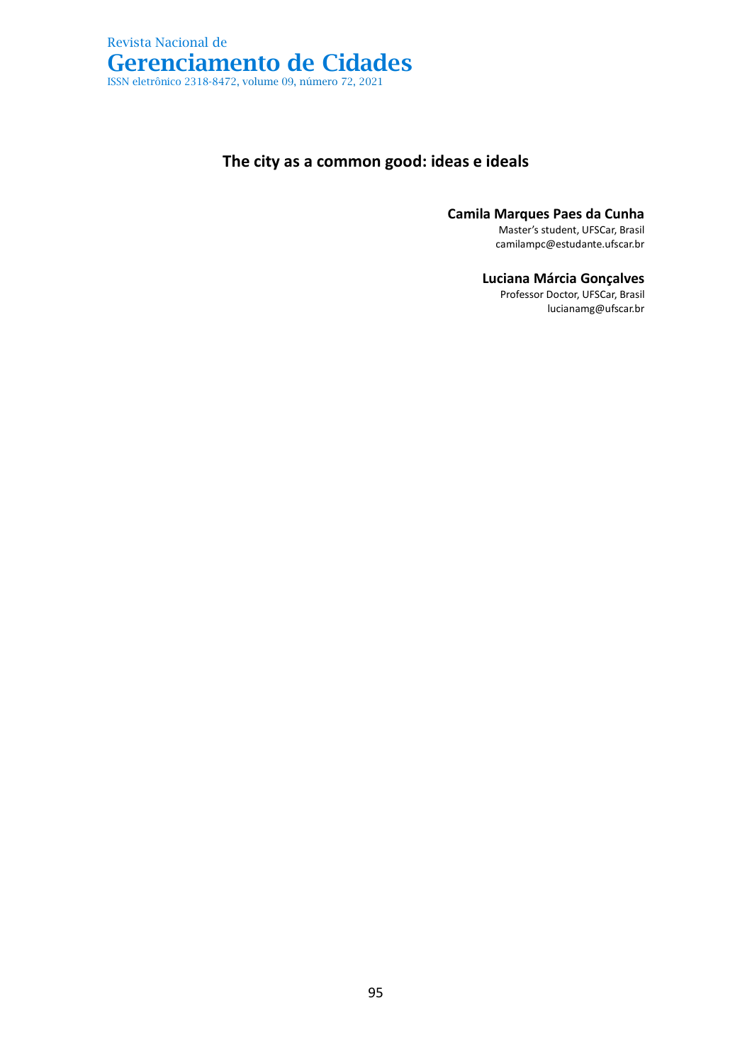# The city as a common good: ideas e ideals

**Camila Marques Paes da Cunha**
Master's student, UFSCar, Brasil
camilampc@estudante.ufscar.br

**Luciana Márcia Gonçalves**
Professor Doctor, UFSCar, Brasil
lucianamg@ufscar.br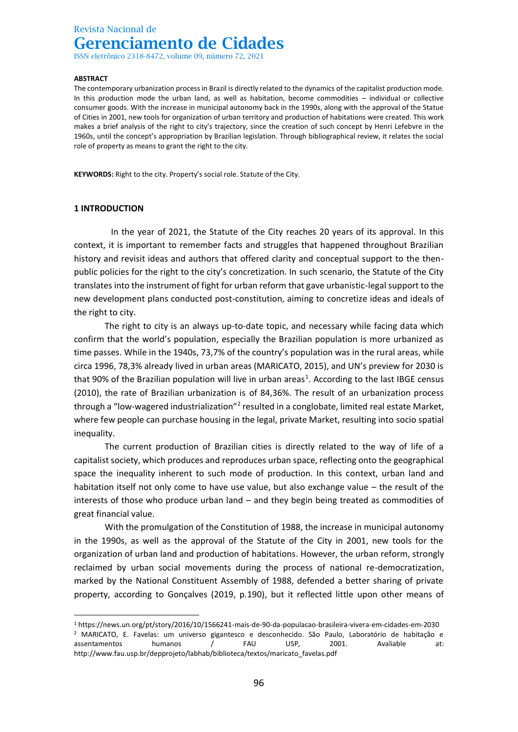**ABSTRACT**

The contemporary urbanization process in Brazil is directly related to the dynamics of the capitalist production mode. In this production mode the urban land, as well as habitation, become commodities – individual or collective consumer goods. With the increase in municipal autonomy back in the 1990s, along with the approval of the Statue of Cities in 2001, new tools for organization of urban territory and production of habitations were created. This work makes a brief analysis of the right to city's trajectory, since the creation of such concept by Henri Lefebvre in the 1960s, until the concept's appropriation by Brazilian legislation. Through bibliographical review, it relates the social role of property as means to grant the right to the city.

**KEYWORDS:** Right to the city. Property's social role. Statute of the City.

## 1 INTRODUCTION

In the year of 2021, the Statute of the City reaches 20 years of its approval. In this context, it is important to remember facts and struggles that happened throughout Brazilian history and revisit ideas and authors that offered clarity and conceptual support to the then-public policies for the right to the city's concretization. In such scenario, the Statute of the City translates into the instrument of fight for urban reform that gave urbanistic-legal support to the new development plans conducted post-constitution, aiming to concretize ideas and ideals of the right to city.

The right to city is an always up-to-date topic, and necessary while facing data which confirm that the world's population, especially the Brazilian population is more urbanized as time passes. While in the 1940s, 73,7% of the country's population was in the rural areas, while circa 1996, 78,3% already lived in urban areas (MARICATO, 2015), and UN's preview for 2030 is that 90% of the Brazilian population will live in urban areas[1]. According to the last IBGE census (2010), the rate of Brazilian urbanization is of 84,36%. The result of an urbanization process through a "low-wagered industrialization"[2] resulted in a conglobate, limited real estate Market, where few people can purchase housing in the legal, private Market, resulting into socio spatial inequality.

The current production of Brazilian cities is directly related to the way of life of a capitalist society, which produces and reproduces urban space, reflecting onto the geographical space the inequality inherent to such mode of production. In this context, urban land and habitation itself not only come to have use value, but also exchange value – the result of the interests of those who produce urban land – and they begin being treated as commodities of great financial value.

With the promulgation of the Constitution of 1988, the increase in municipal autonomy in the 1990s, as well as the approval of the Statute of the City in 2001, new tools for the organization of urban land and production of habitations. However, the urban reform, strongly reclaimed by urban social movements during the process of national re-democratization, marked by the National Constituent Assembly of 1988, defended a better sharing of private property, according to Gonçalves (2019, p.190), but it reflected little upon other means of

---

[1] https://news.un.org/pt/story/2016/10/1566241-mais-de-90-da-populacao-brasileira-vivera-em-cidades-em-2030

[2] MARICATO, E. Favelas: um universo gigantesco e desconhecido. São Paulo, Laboratório de habitação e assentamentos humanos / FAU USP, 2001. Avaliable at: http://www.fau.usp.br/depprojeto/labhab/biblioteca/textos/maricato_favelas.pdf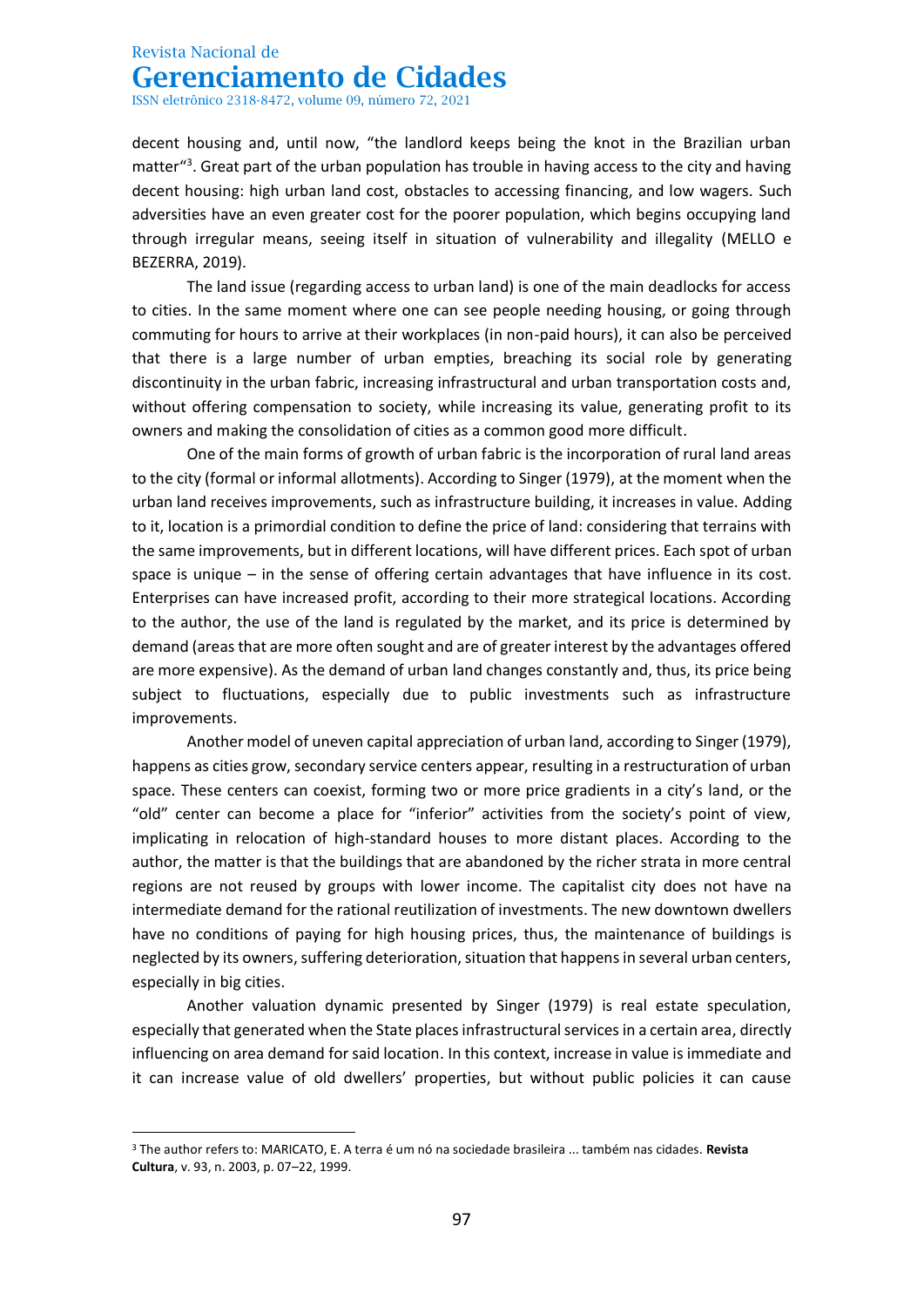decent housing and, until now, "the landlord keeps being the knot in the Brazilian urban matter"[3]. Great part of the urban population has trouble in having access to the city and having decent housing: high urban land cost, obstacles to accessing financing, and low wagers. Such adversities have an even greater cost for the poorer population, which begins occupying land through irregular means, seeing itself in situation of vulnerability and illegality (MELLO e BEZERRA, 2019).

The land issue (regarding access to urban land) is one of the main deadlocks for access to cities. In the same moment where one can see people needing housing, or going through commuting for hours to arrive at their workplaces (in non-paid hours), it can also be perceived that there is a large number of urban empties, breaching its social role by generating discontinuity in the urban fabric, increasing infrastructural and urban transportation costs and, without offering compensation to society, while increasing its value, generating profit to its owners and making the consolidation of cities as a common good more difficult.

One of the main forms of growth of urban fabric is the incorporation of rural land areas to the city (formal or informal allotments). According to Singer (1979), at the moment when the urban land receives improvements, such as infrastructure building, it increases in value. Adding to it, location is a primordial condition to define the price of land: considering that terrains with the same improvements, but in different locations, will have different prices. Each spot of urban space is unique – in the sense of offering certain advantages that have influence in its cost. Enterprises can have increased profit, according to their more strategical locations. According to the author, the use of the land is regulated by the market, and its price is determined by demand (areas that are more often sought and are of greater interest by the advantages offered are more expensive). As the demand of urban land changes constantly and, thus, its price being subject to fluctuations, especially due to public investments such as infrastructure improvements.

Another model of uneven capital appreciation of urban land, according to Singer (1979), happens as cities grow, secondary service centers appear, resulting in a restructuration of urban space. These centers can coexist, forming two or more price gradients in a city's land, or the "old" center can become a place for "inferior" activities from the society's point of view, implicating in relocation of high-standard houses to more distant places. According to the author, the matter is that the buildings that are abandoned by the richer strata in more central regions are not reused by groups with lower income. The capitalist city does not have na intermediate demand for the rational reutilization of investments. The new downtown dwellers have no conditions of paying for high housing prices, thus, the maintenance of buildings is neglected by its owners, suffering deterioration, situation that happens in several urban centers, especially in big cities.

Another valuation dynamic presented by Singer (1979) is real estate speculation, especially that generated when the State places infrastructural services in a certain area, directly influencing on area demand for said location. In this context, increase in value is immediate and it can increase value of old dwellers' properties, but without public policies it can cause

---

[3] The author refers to: MARICATO, E. A terra é um nó na sociedade brasileira ... também nas cidades. **Revista Cultura**, v. 93, n. 2003, p. 07–22, 1999.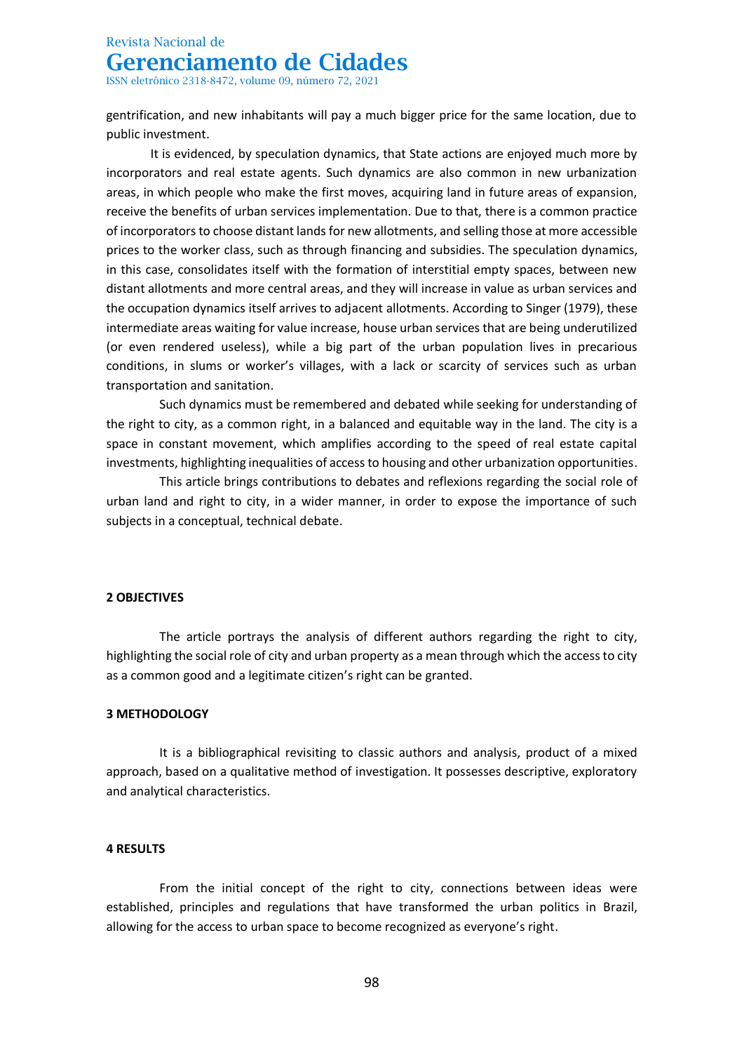gentrification, and new inhabitants will pay a much bigger price for the same location, due to public investment.

It is evidenced, by speculation dynamics, that State actions are enjoyed much more by incorporators and real estate agents. Such dynamics are also common in new urbanization areas, in which people who make the first moves, acquiring land in future areas of expansion, receive the benefits of urban services implementation. Due to that, there is a common practice of incorporators to choose distant lands for new allotments, and selling those at more accessible prices to the worker class, such as through financing and subsidies. The speculation dynamics, in this case, consolidates itself with the formation of interstitial empty spaces, between new distant allotments and more central areas, and they will increase in value as urban services and the occupation dynamics itself arrives to adjacent allotments. According to Singer (1979), these intermediate areas waiting for value increase, house urban services that are being underutilized (or even rendered useless), while a big part of the urban population lives in precarious conditions, in slums or worker's villages, with a lack or scarcity of services such as urban transportation and sanitation.

Such dynamics must be remembered and debated while seeking for understanding of the right to city, as a common right, in a balanced and equitable way in the land. The city is a space in constant movement, which amplifies according to the speed of real estate capital investments, highlighting inequalities of access to housing and other urbanization opportunities.

This article brings contributions to debates and reflexions regarding the social role of urban land and right to city, in a wider manner, in order to expose the importance of such subjects in a conceptual, technical debate.

## 2 OBJECTIVES

The article portrays the analysis of different authors regarding the right to city, highlighting the social role of city and urban property as a mean through which the access to city as a common good and a legitimate citizen's right can be granted.

## 3 METHODOLOGY

It is a bibliographical revisiting to classic authors and analysis, product of a mixed approach, based on a qualitative method of investigation. It possesses descriptive, exploratory and analytical characteristics.

## 4 RESULTS

From the initial concept of the right to city, connections between ideas were established, principles and regulations that have transformed the urban politics in Brazil, allowing for the access to urban space to become recognized as everyone's right.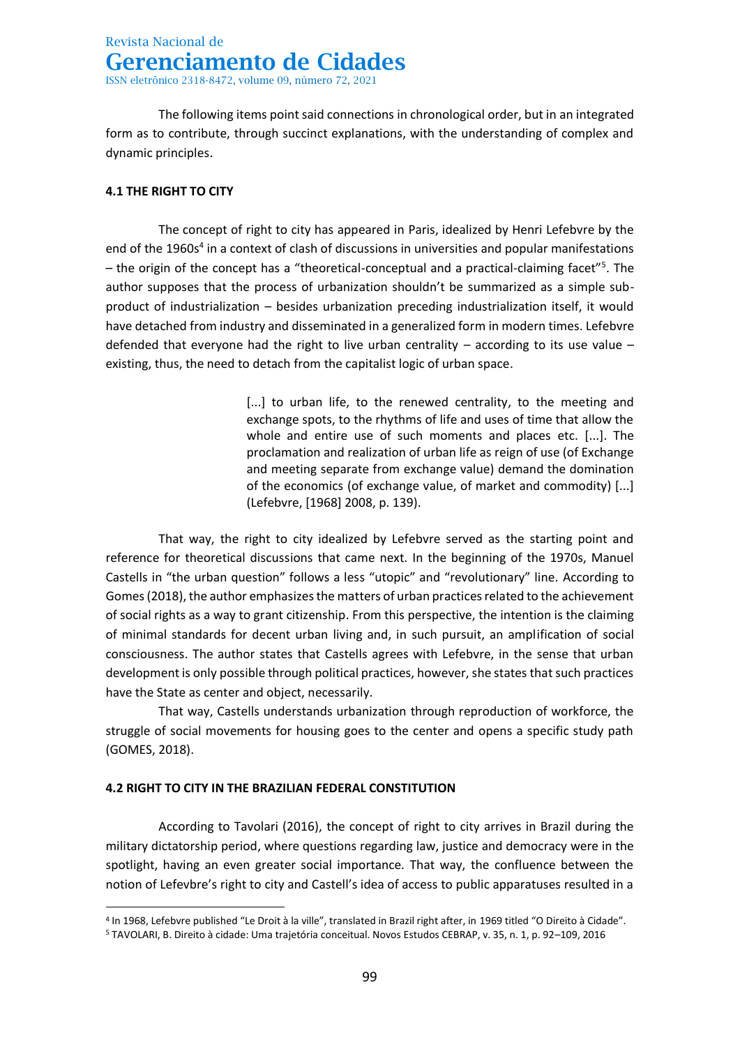The following items point said connections in chronological order, but in an integrated form as to contribute, through succinct explanations, with the understanding of complex and dynamic principles.

### 4.1 THE RIGHT TO CITY

The concept of right to city has appeared in Paris, idealized by Henri Lefebvre by the end of the 1960s[4] in a context of clash of discussions in universities and popular manifestations – the origin of the concept has a "theoretical-conceptual and a practical-claiming facet"[5]. The author supposes that the process of urbanization shouldn't be summarized as a simple sub-product of industrialization – besides urbanization preceding industrialization itself, it would have detached from industry and disseminated in a generalized form in modern times. Lefebvre defended that everyone had the right to live urban centrality – according to its use value – existing, thus, the need to detach from the capitalist logic of urban space.

> [...] to urban life, to the renewed centrality, to the meeting and exchange spots, to the rhythms of life and uses of time that allow the whole and entire use of such moments and places etc. [...]. The proclamation and realization of urban life as reign of use (of Exchange and meeting separate from exchange value) demand the domination of the economics (of exchange value, of market and commodity) [...] (Lefebvre, [1968] 2008, p. 139).

That way, the right to city idealized by Lefebvre served as the starting point and reference for theoretical discussions that came next. In the beginning of the 1970s, Manuel Castells in "the urban question" follows a less "utopic" and "revolutionary" line. According to Gomes (2018), the author emphasizes the matters of urban practices related to the achievement of social rights as a way to grant citizenship. From this perspective, the intention is the claiming of minimal standards for decent urban living and, in such pursuit, an amplification of social consciousness. The author states that Castells agrees with Lefebvre, in the sense that urban development is only possible through political practices, however, she states that such practices have the State as center and object, necessarily.

That way, Castells understands urbanization through reproduction of workforce, the struggle of social movements for housing goes to the center and opens a specific study path (GOMES, 2018).

### 4.2 RIGHT TO CITY IN THE BRAZILIAN FEDERAL CONSTITUTION

According to Tavolari (2016), the concept of right to city arrives in Brazil during the military dictatorship period, where questions regarding law, justice and democracy were in the spotlight, having an even greater social importance. That way, the confluence between the notion of Lefevbre's right to city and Castell's idea of access to public apparatuses resulted in a

---

[4] In 1968, Lefebvre published "Le Droit à la ville", translated in Brazil right after, in 1969 titled "O Direito à Cidade".

[5] TAVOLARI, B. Direito à cidade: Uma trajetória conceitual. Novos Estudos CEBRAP, v. 35, n. 1, p. 92–109, 2016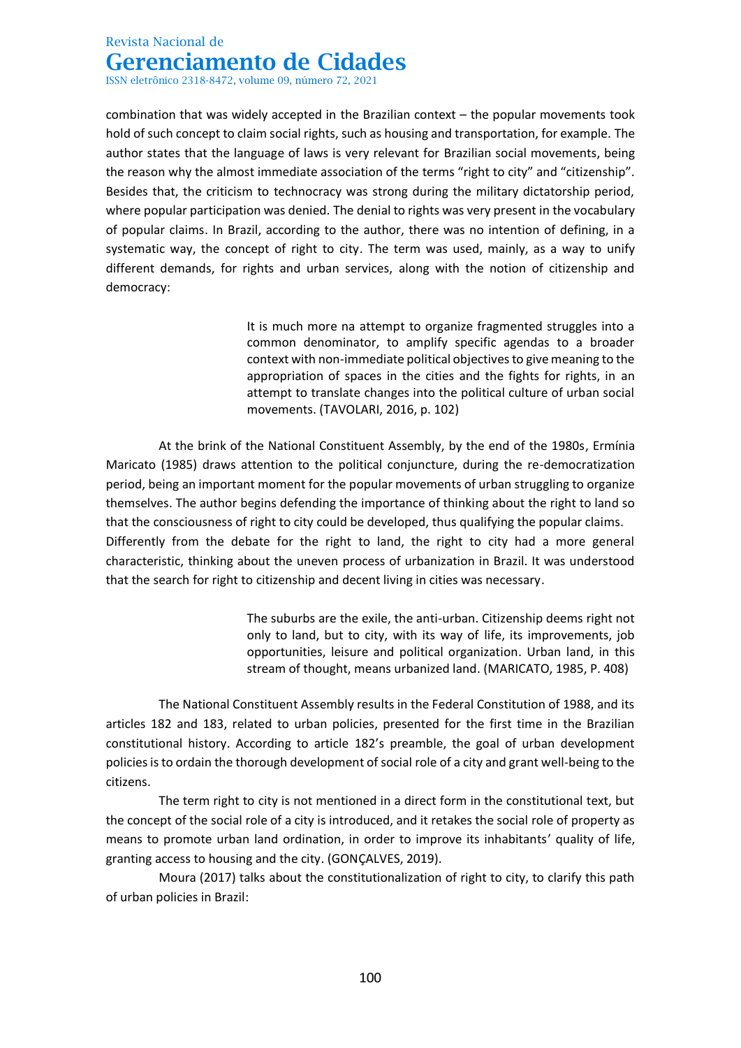combination that was widely accepted in the Brazilian context – the popular movements took hold of such concept to claim social rights, such as housing and transportation, for example. The author states that the language of laws is very relevant for Brazilian social movements, being the reason why the almost immediate association of the terms "right to city" and "citizenship". Besides that, the criticism to technocracy was strong during the military dictatorship period, where popular participation was denied. The denial to rights was very present in the vocabulary of popular claims. In Brazil, according to the author, there was no intention of defining, in a systematic way, the concept of right to city. The term was used, mainly, as a way to unify different demands, for rights and urban services, along with the notion of citizenship and democracy:

> It is much more na attempt to organize fragmented struggles into a common denominator, to amplify specific agendas to a broader context with non-immediate political objectives to give meaning to the appropriation of spaces in the cities and the fights for rights, in an attempt to translate changes into the political culture of urban social movements. (TAVOLARI, 2016, p. 102)

At the brink of the National Constituent Assembly, by the end of the 1980s, Ermínia Maricato (1985) draws attention to the political conjuncture, during the re-democratization period, being an important moment for the popular movements of urban struggling to organize themselves. The author begins defending the importance of thinking about the right to land so that the consciousness of right to city could be developed, thus qualifying the popular claims.
Differently from the debate for the right to land, the right to city had a more general characteristic, thinking about the uneven process of urbanization in Brazil. It was understood that the search for right to citizenship and decent living in cities was necessary.

> The suburbs are the exile, the anti-urban. Citizenship deems right not only to land, but to city, with its way of life, its improvements, job opportunities, leisure and political organization. Urban land, in this stream of thought, means urbanized land. (MARICATO, 1985, P. 408)

The National Constituent Assembly results in the Federal Constitution of 1988, and its articles 182 and 183, related to urban policies, presented for the first time in the Brazilian constitutional history. According to article 182's preamble, the goal of urban development policies is to ordain the thorough development of social role of a city and grant well-being to the citizens.

The term right to city is not mentioned in a direct form in the constitutional text, but the concept of the social role of a city is introduced, and it retakes the social role of property as means to promote urban land ordination, in order to improve its inhabitants' quality of life, granting access to housing and the city. (GONÇALVES, 2019).

Moura (2017) talks about the constitutionalization of right to city, to clarify this path of urban policies in Brazil: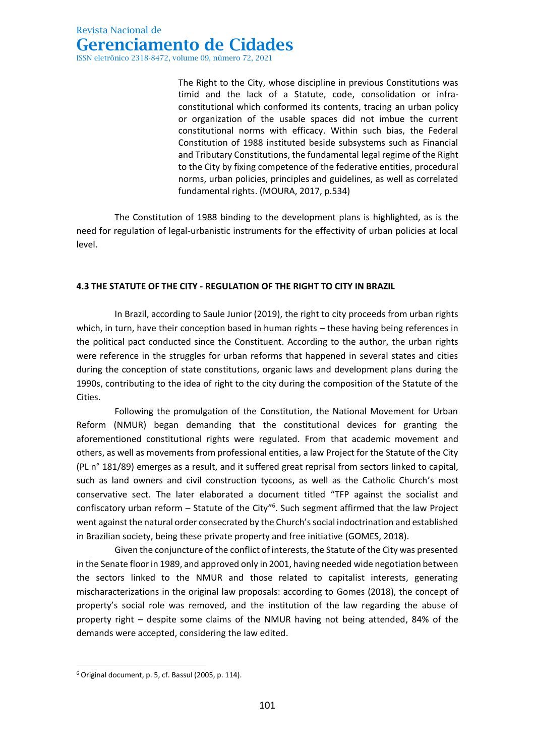> The Right to the City, whose discipline in previous Constitutions was timid and the lack of a Statute, code, consolidation or infra-constitutional which conformed its contents, tracing an urban policy or organization of the usable spaces did not imbue the current constitutional norms with efficacy. Within such bias, the Federal Constitution of 1988 instituted beside subsystems such as Financial and Tributary Constitutions, the fundamental legal regime of the Right to the City by fixing competence of the federative entities, procedural norms, urban policies, principles and guidelines, as well as correlated fundamental rights. (MOURA, 2017, p.534)

The Constitution of 1988 binding to the development plans is highlighted, as is the need for regulation of legal-urbanistic instruments for the effectivity of urban policies at local level.

### 4.3 THE STATUTE OF THE CITY - REGULATION OF THE RIGHT TO CITY IN BRAZIL

In Brazil, according to Saule Junior (2019), the right to city proceeds from urban rights which, in turn, have their conception based in human rights – these having being references in the political pact conducted since the Constituent. According to the author, the urban rights were reference in the struggles for urban reforms that happened in several states and cities during the conception of state constitutions, organic laws and development plans during the 1990s, contributing to the idea of right to the city during the composition of the Statute of the Cities.

Following the promulgation of the Constitution, the National Movement for Urban Reform (NMUR) began demanding that the constitutional devices for granting the aforementioned constitutional rights were regulated. From that academic movement and others, as well as movements from professional entities, a law Project for the Statute of the City (PL n° 181/89) emerges as a result, and it suffered great reprisal from sectors linked to capital, such as land owners and civil construction tycoons, as well as the Catholic Church's most conservative sect. The later elaborated a document titled "TFP against the socialist and confiscatory urban reform – Statute of the City"[6]. Such segment affirmed that the law Project went against the natural order consecrated by the Church's social indoctrination and established in Brazilian society, being these private property and free initiative (GOMES, 2018).

Given the conjuncture of the conflict of interests, the Statute of the City was presented in the Senate floor in 1989, and approved only in 2001, having needed wide negotiation between the sectors linked to the NMUR and those related to capitalist interests, generating mischaracterizations in the original law proposals: according to Gomes (2018), the concept of property's social role was removed, and the institution of the law regarding the abuse of property right – despite some claims of the NMUR having not being attended, 84% of the demands were accepted, considering the law edited.

---

[6] Original document, p. 5, cf. Bassul (2005, p. 114).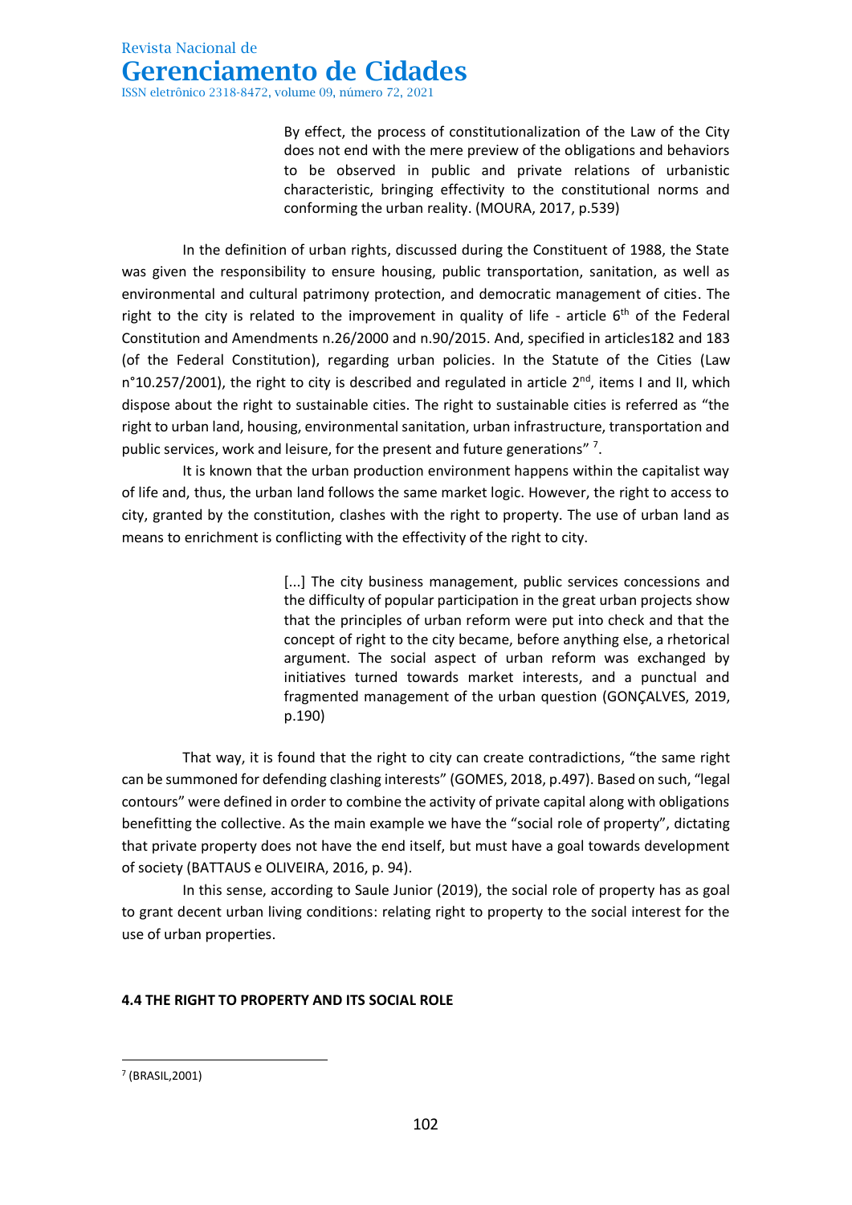> By effect, the process of constitutionalization of the Law of the City does not end with the mere preview of the obligations and behaviors to be observed in public and private relations of urbanistic characteristic, bringing effectivity to the constitutional norms and conforming the urban reality. (MOURA, 2017, p.539)

In the definition of urban rights, discussed during the Constituent of 1988, the State was given the responsibility to ensure housing, public transportation, sanitation, as well as environmental and cultural patrimony protection, and democratic management of cities. The right to the city is related to the improvement in quality of life - article 6th of the Federal Constitution and Amendments n.26/2000 and n.90/2015. And, specified in articles182 and 183 (of the Federal Constitution), regarding urban policies. In the Statute of the Cities (Law n°10.257/2001), the right to city is described and regulated in article 2nd, items I and II, which dispose about the right to sustainable cities. The right to sustainable cities is referred as "the right to urban land, housing, environmental sanitation, urban infrastructure, transportation and public services, work and leisure, for the present and future generations" [7].

It is known that the urban production environment happens within the capitalist way of life and, thus, the urban land follows the same market logic. However, the right to access to city, granted by the constitution, clashes with the right to property. The use of urban land as means to enrichment is conflicting with the effectivity of the right to city.

> [...] The city business management, public services concessions and the difficulty of popular participation in the great urban projects show that the principles of urban reform were put into check and that the concept of right to the city became, before anything else, a rhetorical argument. The social aspect of urban reform was exchanged by initiatives turned towards market interests, and a punctual and fragmented management of the urban question (GONÇALVES, 2019, p.190)

That way, it is found that the right to city can create contradictions, "the same right can be summoned for defending clashing interests" (GOMES, 2018, p.497). Based on such, "legal contours" were defined in order to combine the activity of private capital along with obligations benefitting the collective. As the main example we have the "social role of property", dictating that private property does not have the end itself, but must have a goal towards development of society (BATTAUS e OLIVEIRA, 2016, p. 94).

In this sense, according to Saule Junior (2019), the social role of property has as goal to grant decent urban living conditions: relating right to property to the social interest for the use of urban properties.

### 4.4 THE RIGHT TO PROPERTY AND ITS SOCIAL ROLE

---

[7] (BRASIL,2001)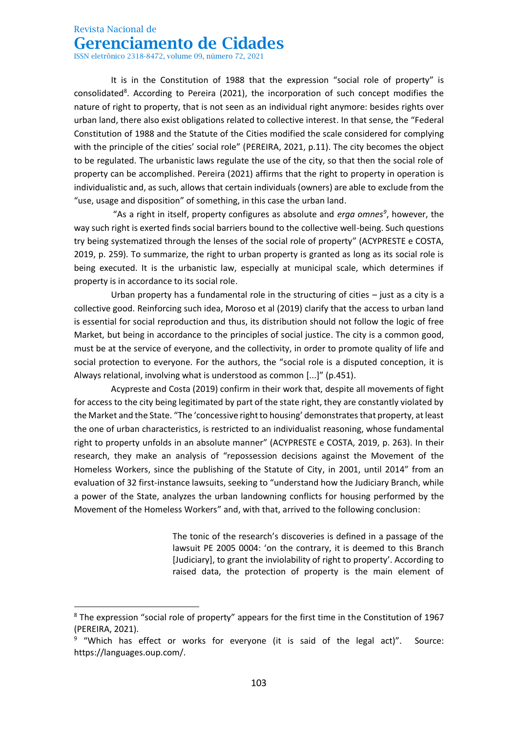It is in the Constitution of 1988 that the expression "social role of property" is consolidated[8]. According to Pereira (2021), the incorporation of such concept modifies the nature of right to property, that is not seen as an individual right anymore: besides rights over urban land, there also exist obligations related to collective interest. In that sense, the "Federal Constitution of 1988 and the Statute of the Cities modified the scale considered for complying with the principle of the cities' social role" (PEREIRA, 2021, p.11). The city becomes the object to be regulated. The urbanistic laws regulate the use of the city, so that then the social role of property can be accomplished. Pereira (2021) affirms that the right to property in operation is individualistic and, as such, allows that certain individuals (owners) are able to exclude from the "use, usage and disposition" of something, in this case the urban land.

"As a right in itself, property configures as absolute and *erga omnes*[9], however, the way such right is exerted finds social barriers bound to the collective well-being. Such questions try being systematized through the lenses of the social role of property" (ACYPRESTE e COSTA, 2019, p. 259). To summarize, the right to urban property is granted as long as its social role is being executed. It is the urbanistic law, especially at municipal scale, which determines if property is in accordance to its social role.

Urban property has a fundamental role in the structuring of cities – just as a city is a collective good. Reinforcing such idea, Moroso et al (2019) clarify that the access to urban land is essential for social reproduction and thus, its distribution should not follow the logic of free Market, but being in accordance to the principles of social justice. The city is a common good, must be at the service of everyone, and the collectivity, in order to promote quality of life and social protection to everyone. For the authors, the "social role is a disputed conception, it is Always relational, involving what is understood as common [...]" (p.451).

Acypreste and Costa (2019) confirm in their work that, despite all movements of fight for access to the city being legitimated by part of the state right, they are constantly violated by the Market and the State. "The 'concessive right to housing' demonstrates that property, at least the one of urban characteristics, is restricted to an individualist reasoning, whose fundamental right to property unfolds in an absolute manner" (ACYPRESTE e COSTA, 2019, p. 263). In their research, they make an analysis of "repossession decisions against the Movement of the Homeless Workers, since the publishing of the Statute of City, in 2001, until 2014" from an evaluation of 32 first-instance lawsuits, seeking to "understand how the Judiciary Branch, while a power of the State, analyzes the urban landowning conflicts for housing performed by the Movement of the Homeless Workers" and, with that, arrived to the following conclusion:

> The tonic of the research's discoveries is defined in a passage of the lawsuit PE 2005 0004: 'on the contrary, it is deemed to this Branch [Judiciary], to grant the inviolability of right to property'. According to raised data, the protection of property is the main element of

---

[8] The expression "social role of property" appears for the first time in the Constitution of 1967 (PEREIRA, 2021).

[9] "Which has effect or works for everyone (it is said of the legal act)". Source: https://languages.oup.com/.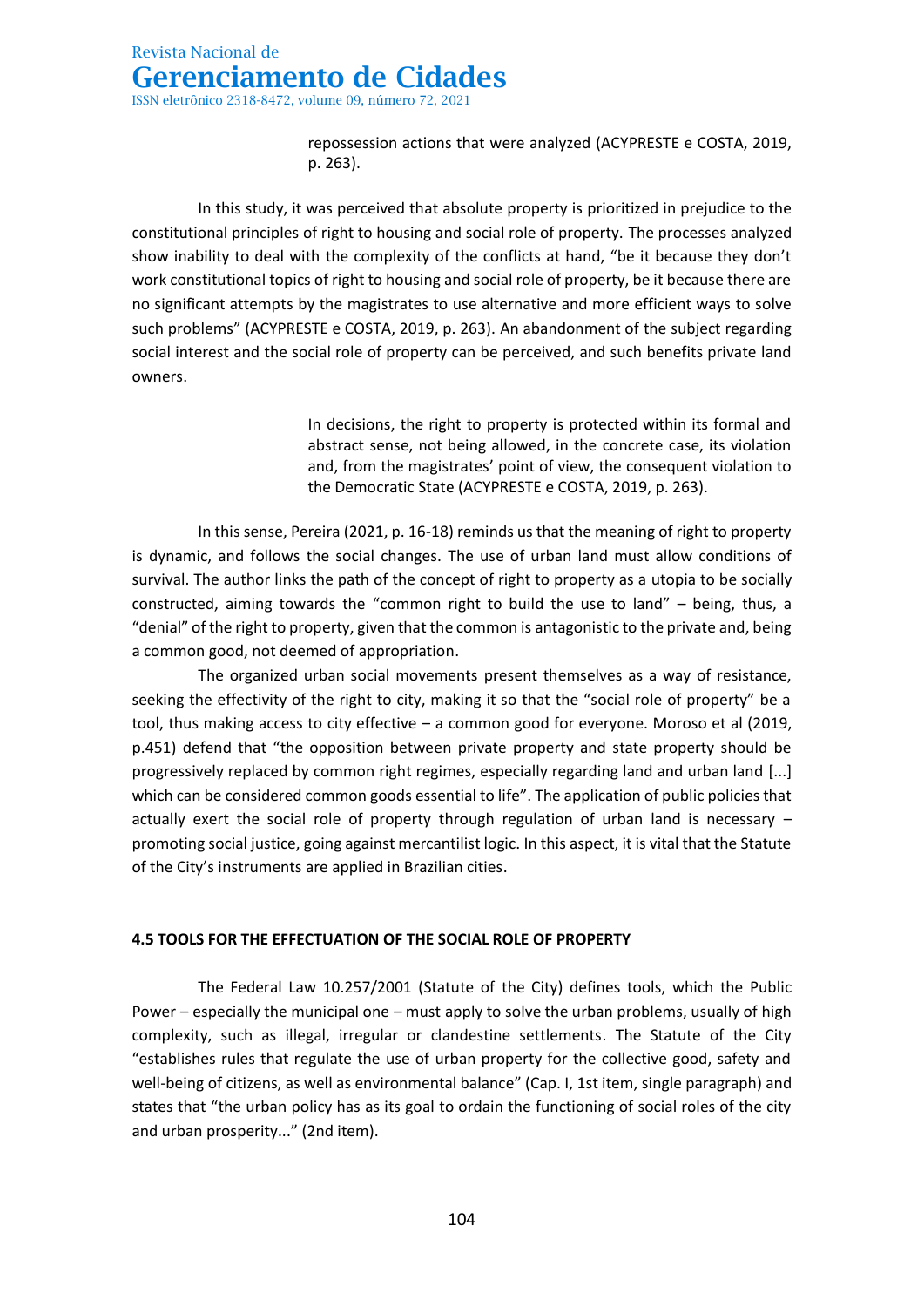> repossession actions that were analyzed (ACYPRESTE e COSTA, 2019, p. 263).

In this study, it was perceived that absolute property is prioritized in prejudice to the constitutional principles of right to housing and social role of property. The processes analyzed show inability to deal with the complexity of the conflicts at hand, "be it because they don't work constitutional topics of right to housing and social role of property, be it because there are no significant attempts by the magistrates to use alternative and more efficient ways to solve such problems" (ACYPRESTE e COSTA, 2019, p. 263). An abandonment of the subject regarding social interest and the social role of property can be perceived, and such benefits private land owners.

> In decisions, the right to property is protected within its formal and abstract sense, not being allowed, in the concrete case, its violation and, from the magistrates' point of view, the consequent violation to the Democratic State (ACYPRESTE e COSTA, 2019, p. 263).

In this sense, Pereira (2021, p. 16-18) reminds us that the meaning of right to property is dynamic, and follows the social changes. The use of urban land must allow conditions of survival. The author links the path of the concept of right to property as a utopia to be socially constructed, aiming towards the "common right to build the use to land" – being, thus, a "denial" of the right to property, given that the common is antagonistic to the private and, being a common good, not deemed of appropriation.

The organized urban social movements present themselves as a way of resistance, seeking the effectivity of the right to city, making it so that the "social role of property" be a tool, thus making access to city effective – a common good for everyone. Moroso et al (2019, p.451) defend that "the opposition between private property and state property should be progressively replaced by common right regimes, especially regarding land and urban land [...] which can be considered common goods essential to life". The application of public policies that actually exert the social role of property through regulation of urban land is necessary – promoting social justice, going against mercantilist logic. In this aspect, it is vital that the Statute of the City's instruments are applied in Brazilian cities.

### 4.5 TOOLS FOR THE EFFECTUATION OF THE SOCIAL ROLE OF PROPERTY

The Federal Law 10.257/2001 (Statute of the City) defines tools, which the Public Power – especially the municipal one – must apply to solve the urban problems, usually of high complexity, such as illegal, irregular or clandestine settlements. The Statute of the City "establishes rules that regulate the use of urban property for the collective good, safety and well-being of citizens, as well as environmental balance" (Cap. I, 1st item, single paragraph) and states that "the urban policy has as its goal to ordain the functioning of social roles of the city and urban prosperity..." (2nd item).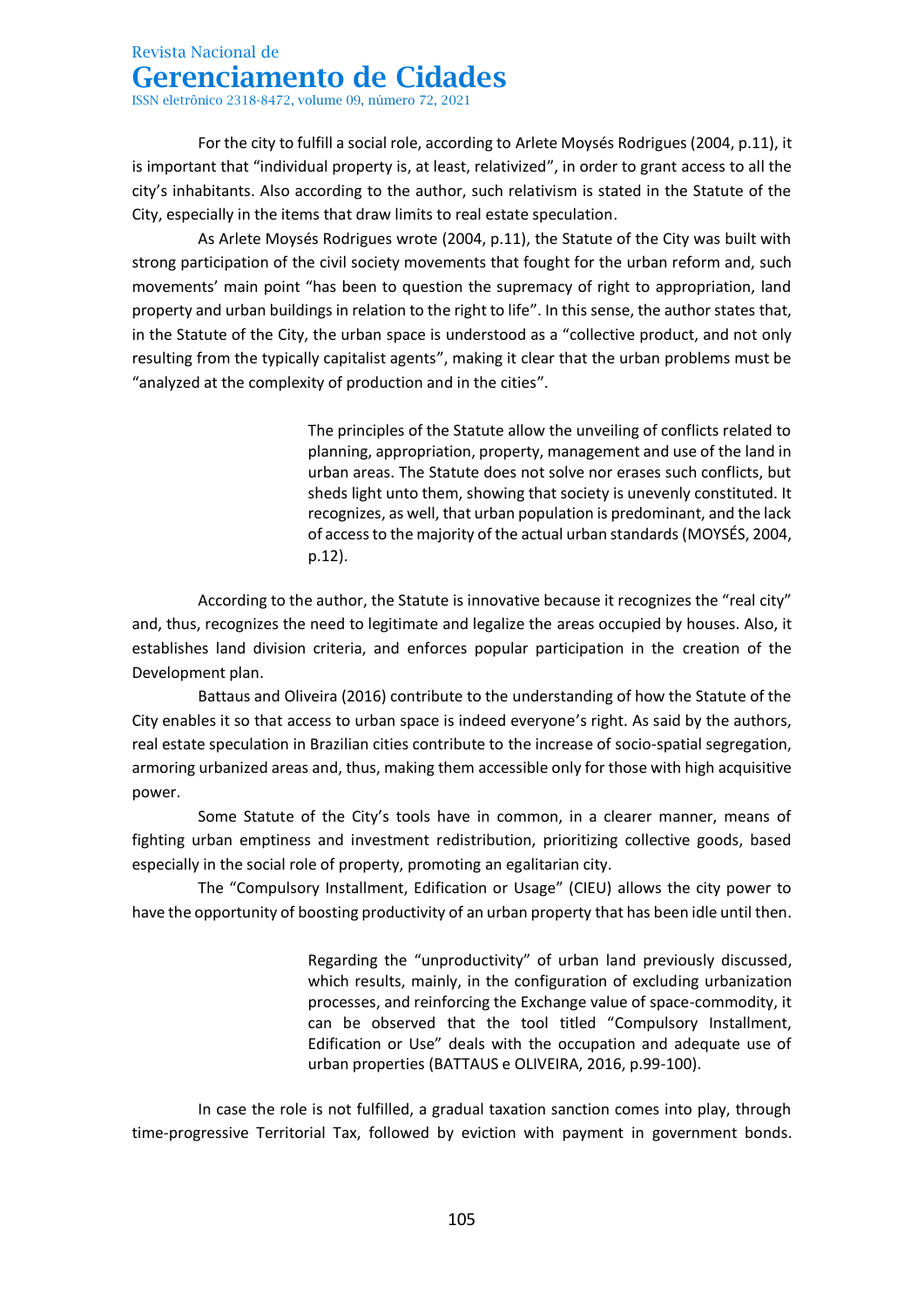For the city to fulfill a social role, according to Arlete Moysés Rodrigues (2004, p.11), it is important that "individual property is, at least, relativized", in order to grant access to all the city's inhabitants. Also according to the author, such relativism is stated in the Statute of the City, especially in the items that draw limits to real estate speculation.

As Arlete Moysés Rodrigues wrote (2004, p.11), the Statute of the City was built with strong participation of the civil society movements that fought for the urban reform and, such movements' main point "has been to question the supremacy of right to appropriation, land property and urban buildings in relation to the right to life". In this sense, the author states that, in the Statute of the City, the urban space is understood as a "collective product, and not only resulting from the typically capitalist agents", making it clear that the urban problems must be "analyzed at the complexity of production and in the cities".

> The principles of the Statute allow the unveiling of conflicts related to planning, appropriation, property, management and use of the land in urban areas. The Statute does not solve nor erases such conflicts, but sheds light unto them, showing that society is unevenly constituted. It recognizes, as well, that urban population is predominant, and the lack of access to the majority of the actual urban standards (MOYSÉS, 2004, p.12).

According to the author, the Statute is innovative because it recognizes the "real city" and, thus, recognizes the need to legitimate and legalize the areas occupied by houses. Also, it establishes land division criteria, and enforces popular participation in the creation of the Development plan.

Battaus and Oliveira (2016) contribute to the understanding of how the Statute of the City enables it so that access to urban space is indeed everyone's right. As said by the authors, real estate speculation in Brazilian cities contribute to the increase of socio-spatial segregation, armoring urbanized areas and, thus, making them accessible only for those with high acquisitive power.

Some Statute of the City's tools have in common, in a clearer manner, means of fighting urban emptiness and investment redistribution, prioritizing collective goods, based especially in the social role of property, promoting an egalitarian city.

The "Compulsory Installment, Edification or Usage" (CIEU) allows the city power to have the opportunity of boosting productivity of an urban property that has been idle until then.

> Regarding the "unproductivity" of urban land previously discussed, which results, mainly, in the configuration of excluding urbanization processes, and reinforcing the Exchange value of space-commodity, it can be observed that the tool titled "Compulsory Installment, Edification or Use" deals with the occupation and adequate use of urban properties (BATTAUS e OLIVEIRA, 2016, p.99-100).

In case the role is not fulfilled, a gradual taxation sanction comes into play, through time-progressive Territorial Tax, followed by eviction with payment in government bonds.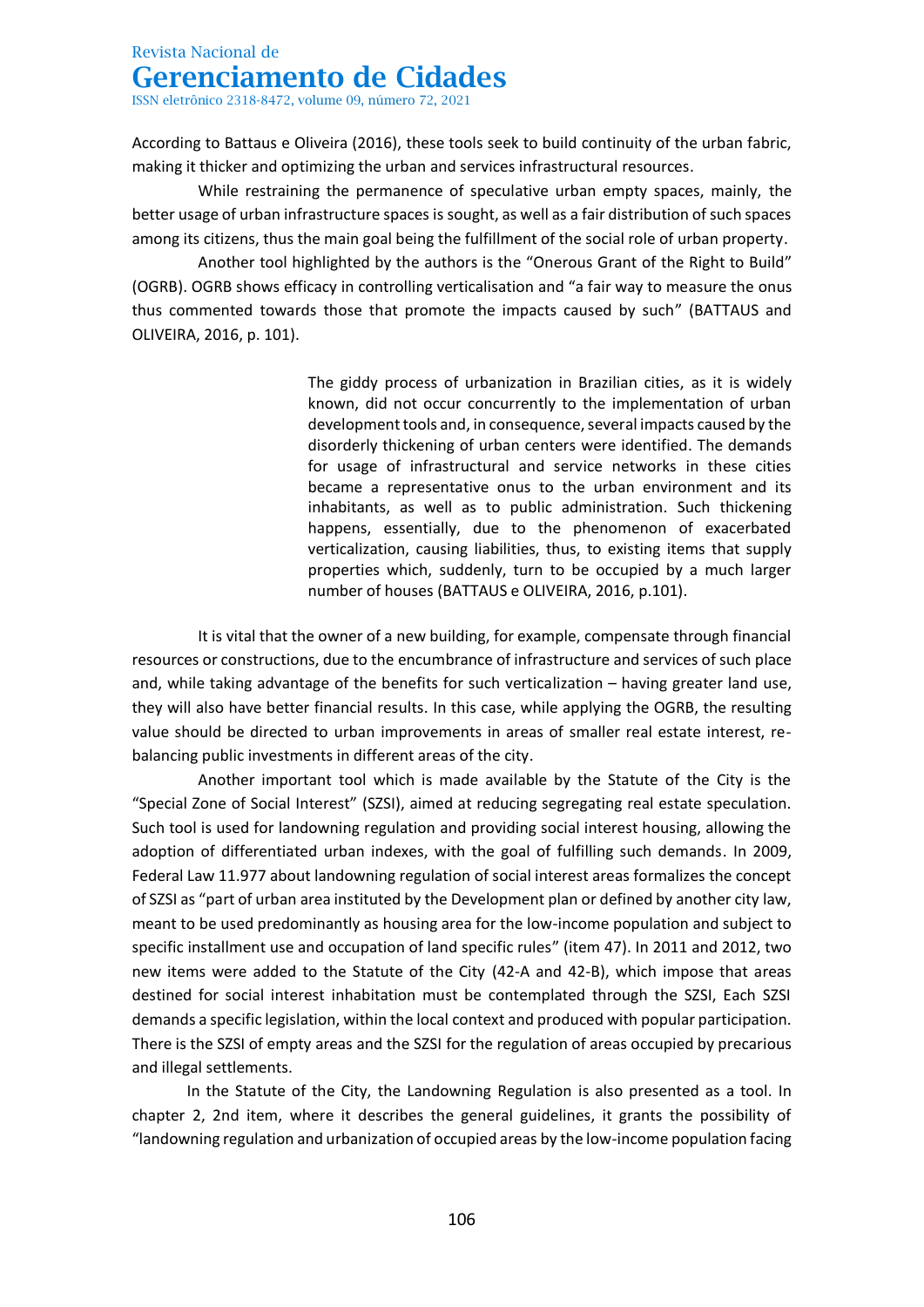According to Battaus e Oliveira (2016), these tools seek to build continuity of the urban fabric, making it thicker and optimizing the urban and services infrastructural resources.

While restraining the permanence of speculative urban empty spaces, mainly, the better usage of urban infrastructure spaces is sought, as well as a fair distribution of such spaces among its citizens, thus the main goal being the fulfillment of the social role of urban property.

Another tool highlighted by the authors is the "Onerous Grant of the Right to Build" (OGRB). OGRB shows efficacy in controlling verticalisation and "a fair way to measure the onus thus commented towards those that promote the impacts caused by such" (BATTAUS and OLIVEIRA, 2016, p. 101).

> The giddy process of urbanization in Brazilian cities, as it is widely known, did not occur concurrently to the implementation of urban development tools and, in consequence, several impacts caused by the disorderly thickening of urban centers were identified. The demands for usage of infrastructural and service networks in these cities became a representative onus to the urban environment and its inhabitants, as well as to public administration. Such thickening happens, essentially, due to the phenomenon of exacerbated verticalization, causing liabilities, thus, to existing items that supply properties which, suddenly, turn to be occupied by a much larger number of houses (BATTAUS e OLIVEIRA, 2016, p.101).

It is vital that the owner of a new building, for example, compensate through financial resources or constructions, due to the encumbrance of infrastructure and services of such place and, while taking advantage of the benefits for such verticalization – having greater land use, they will also have better financial results. In this case, while applying the OGRB, the resulting value should be directed to urban improvements in areas of smaller real estate interest, re-balancing public investments in different areas of the city.

Another important tool which is made available by the Statute of the City is the "Special Zone of Social Interest" (SZSI), aimed at reducing segregating real estate speculation. Such tool is used for landowning regulation and providing social interest housing, allowing the adoption of differentiated urban indexes, with the goal of fulfilling such demands. In 2009, Federal Law 11.977 about landowning regulation of social interest areas formalizes the concept of SZSI as "part of urban area instituted by the Development plan or defined by another city law, meant to be used predominantly as housing area for the low-income population and subject to specific installment use and occupation of land specific rules" (item 47). In 2011 and 2012, two new items were added to the Statute of the City (42-A and 42-B), which impose that areas destined for social interest inhabitation must be contemplated through the SZSI, Each SZSI demands a specific legislation, within the local context and produced with popular participation. There is the SZSI of empty areas and the SZSI for the regulation of areas occupied by precarious and illegal settlements.

In the Statute of the City, the Landowning Regulation is also presented as a tool. In chapter 2, 2nd item, where it describes the general guidelines, it grants the possibility of "landowning regulation and urbanization of occupied areas by the low-income population facing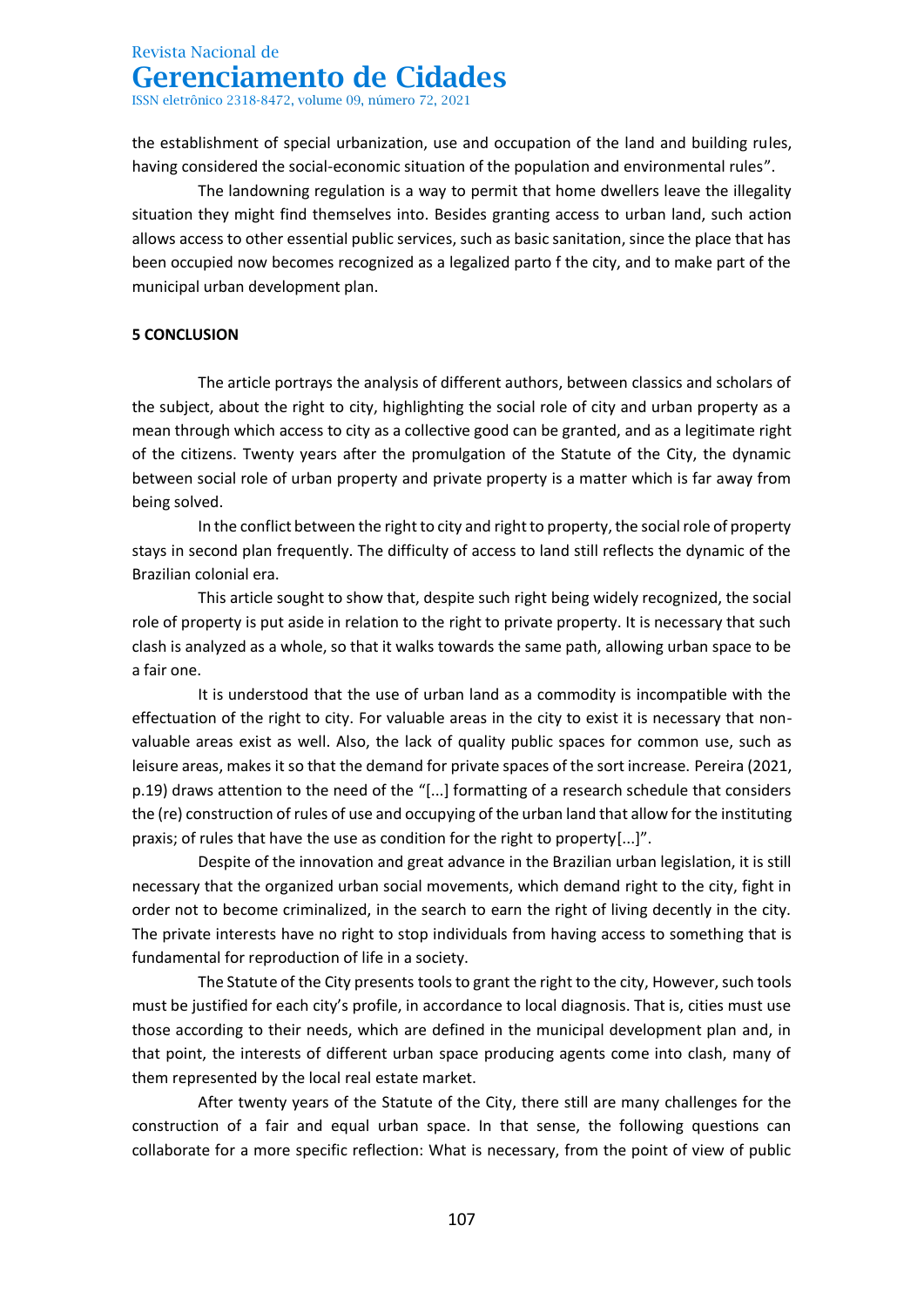the establishment of special urbanization, use and occupation of the land and building rules, having considered the social-economic situation of the population and environmental rules".

The landowning regulation is a way to permit that home dwellers leave the illegality situation they might find themselves into. Besides granting access to urban land, such action allows access to other essential public services, such as basic sanitation, since the place that has been occupied now becomes recognized as a legalized parto f the city, and to make part of the municipal urban development plan.

**5 CONCLUSION**

The article portrays the analysis of different authors, between classics and scholars of the subject, about the right to city, highlighting the social role of city and urban property as a mean through which access to city as a collective good can be granted, and as a legitimate right of the citizens. Twenty years after the promulgation of the Statute of the City, the dynamic between social role of urban property and private property is a matter which is far away from being solved.

In the conflict between the right to city and right to property, the social role of property stays in second plan frequently. The difficulty of access to land still reflects the dynamic of the Brazilian colonial era.

This article sought to show that, despite such right being widely recognized, the social role of property is put aside in relation to the right to private property. It is necessary that such clash is analyzed as a whole, so that it walks towards the same path, allowing urban space to be a fair one.

It is understood that the use of urban land as a commodity is incompatible with the effectuation of the right to city. For valuable areas in the city to exist it is necessary that non-valuable areas exist as well. Also, the lack of quality public spaces for common use, such as leisure areas, makes it so that the demand for private spaces of the sort increase. Pereira (2021, p.19) draws attention to the need of the "[...] formatting of a research schedule that considers the (re) construction of rules of use and occupying of the urban land that allow for the instituting praxis; of rules that have the use as condition for the right to property[...]".

Despite of the innovation and great advance in the Brazilian urban legislation, it is still necessary that the organized urban social movements, which demand right to the city, fight in order not to become criminalized, in the search to earn the right of living decently in the city. The private interests have no right to stop individuals from having access to something that is fundamental for reproduction of life in a society.

The Statute of the City presents tools to grant the right to the city, However, such tools must be justified for each city's profile, in accordance to local diagnosis. That is, cities must use those according to their needs, which are defined in the municipal development plan and, in that point, the interests of different urban space producing agents come into clash, many of them represented by the local real estate market.

After twenty years of the Statute of the City, there still are many challenges for the construction of a fair and equal urban space. In that sense, the following questions can collaborate for a more specific reflection: What is necessary, from the point of view of public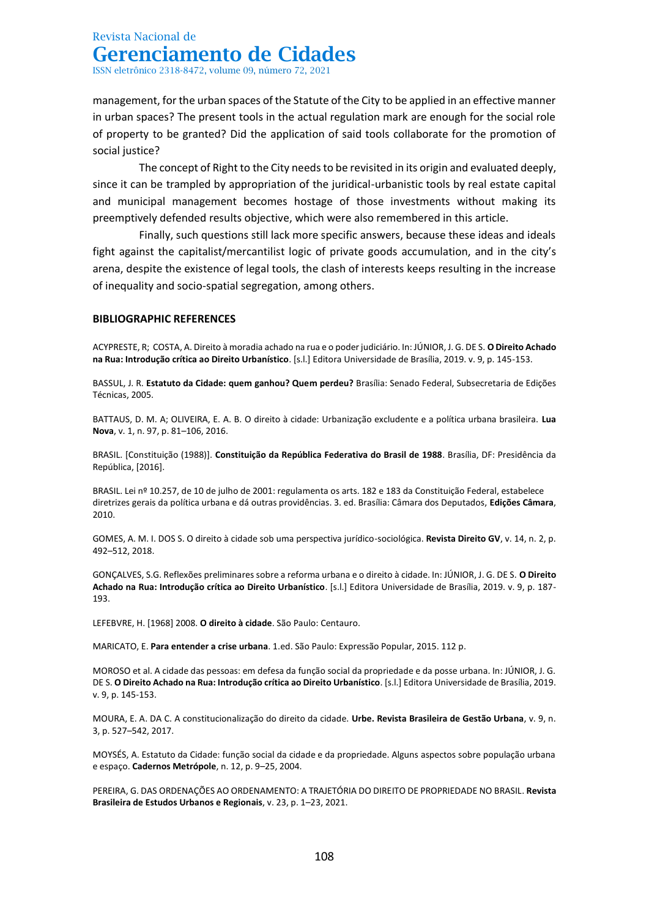management, for the urban spaces of the Statute of the City to be applied in an effective manner in urban spaces? The present tools in the actual regulation mark are enough for the social role of property to be granted? Did the application of said tools collaborate for the promotion of social justice?

The concept of Right to the City needs to be revisited in its origin and evaluated deeply, since it can be trampled by appropriation of the juridical-urbanistic tools by real estate capital and municipal management becomes hostage of those investments without making its preemptively defended results objective, which were also remembered in this article.

Finally, such questions still lack more specific answers, because these ideas and ideals fight against the capitalist/mercantilist logic of private goods accumulation, and in the city's arena, despite the existence of legal tools, the clash of interests keeps resulting in the increase of inequality and socio-spatial segregation, among others.

## BIBLIOGRAPHIC REFERENCES

ACYPRESTE, R; COSTA, A. Direito à moradia achado na rua e o poder judiciário. In: JÚNIOR, J. G. DE S. **O Direito Achado na Rua: Introdução crítica ao Direito Urbanístico**. [s.l.] Editora Universidade de Brasília, 2019. v. 9, p. 145-153.

BASSUL, J. R. **Estatuto da Cidade: quem ganhou? Quem perdeu?** Brasília: Senado Federal, Subsecretaria de Edições Técnicas, 2005.

BATTAUS, D. M. A; OLIVEIRA, E. A. B. O direito à cidade: Urbanização excludente e a política urbana brasileira. **Lua Nova**, v. 1, n. 97, p. 81–106, 2016.

BRASIL. [Constituição (1988)]. **Constituição da República Federativa do Brasil de 1988**. Brasília, DF: Presidência da República, [2016].

BRASIL. Lei nº 10.257, de 10 de julho de 2001: regulamenta os arts. 182 e 183 da Constituição Federal, estabelece diretrizes gerais da política urbana e dá outras providências. 3. ed. Brasília: Câmara dos Deputados, **Edições Câmara**, 2010.

GOMES, A. M. I. DOS S. O direito à cidade sob uma perspectiva jurídico-sociológica. **Revista Direito GV**, v. 14, n. 2, p. 492–512, 2018.

GONÇALVES, S.G. Reflexões preliminares sobre a reforma urbana e o direito à cidade. In: JÚNIOR, J. G. DE S. **O Direito Achado na Rua: Introdução crítica ao Direito Urbanístico**. [s.l.] Editora Universidade de Brasília, 2019. v. 9, p. 187-193.

LEFEBVRE, H. [1968] 2008. **O direito à cidade**. São Paulo: Centauro.

MARICATO, E. **Para entender a crise urbana**. 1.ed. São Paulo: Expressão Popular, 2015. 112 p.

MOROSO et al. A cidade das pessoas: em defesa da função social da propriedade e da posse urbana. In: JÚNIOR, J. G. DE S. **O Direito Achado na Rua: Introdução crítica ao Direito Urbanístico**. [s.l.] Editora Universidade de Brasília, 2019. v. 9, p. 145-153.

MOURA, E. A. DA C. A constitucionalização do direito da cidade. **Urbe. Revista Brasileira de Gestão Urbana**, v. 9, n. 3, p. 527–542, 2017.

MOYSÉS, A. Estatuto da Cidade: função social da cidade e da propriedade. Alguns aspectos sobre população urbana e espaço. **Cadernos Metrópole**, n. 12, p. 9–25, 2004.

PEREIRA, G. DAS ORDENAÇÕES AO ORDENAMENTO: A TRAJETÓRIA DO DIREITO DE PROPRIEDADE NO BRASIL. **Revista Brasileira de Estudos Urbanos e Regionais**, v. 23, p. 1–23, 2021.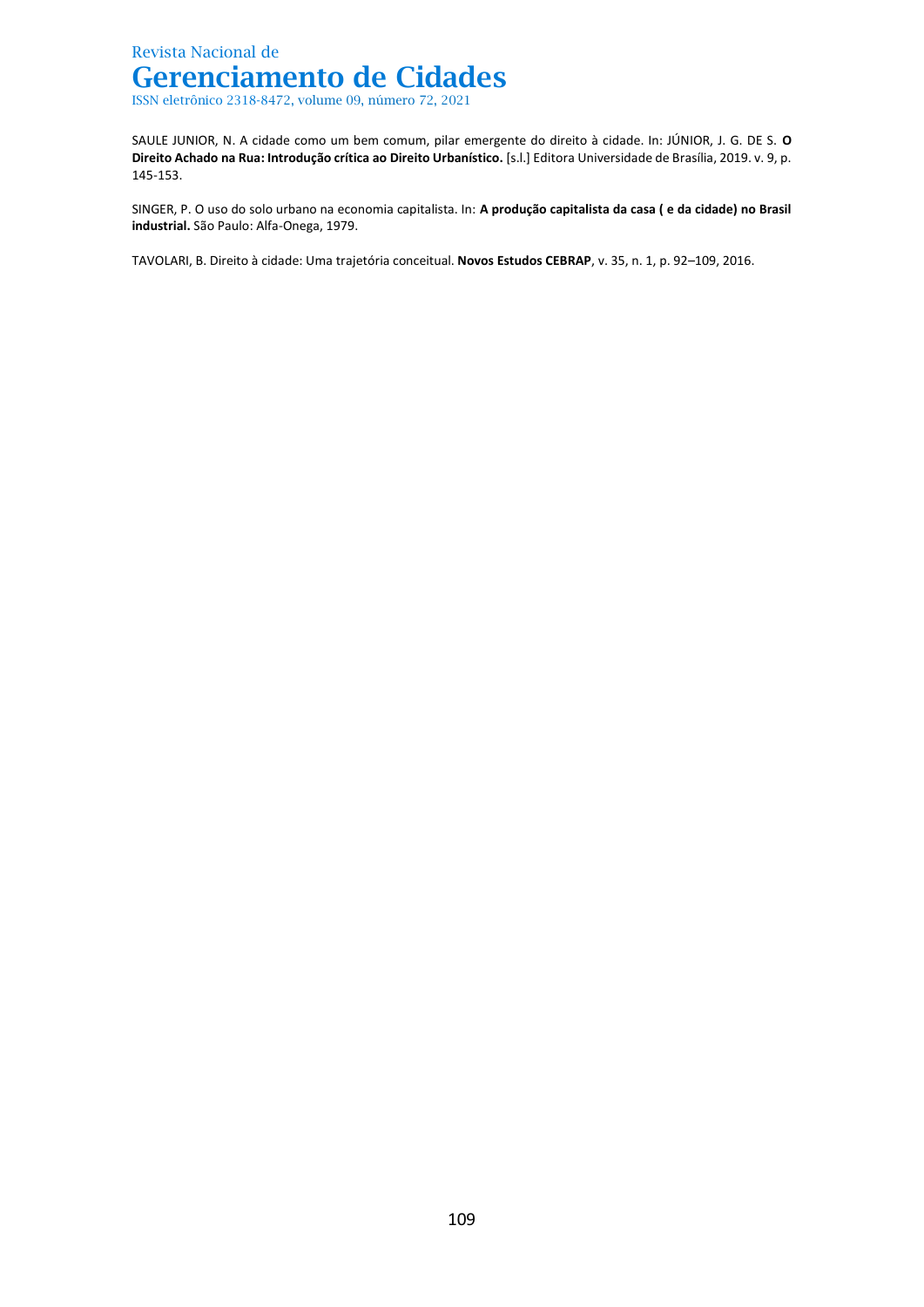SAULE JUNIOR, N. A cidade como um bem comum, pilar emergente do direito à cidade. In: JÚNIOR, J. G. DE S. **O Direito Achado na Rua: Introdução crítica ao Direito Urbanístico.** [s.l.] Editora Universidade de Brasília, 2019. v. 9, p. 145-153.

SINGER, P. O uso do solo urbano na economia capitalista. In: **A produção capitalista da casa ( e da cidade) no Brasil industrial.** São Paulo: Alfa-Onega, 1979.

TAVOLARI, B. Direito à cidade: Uma trajetória conceitual. **Novos Estudos CEBRAP**, v. 35, n. 1, p. 92–109, 2016.